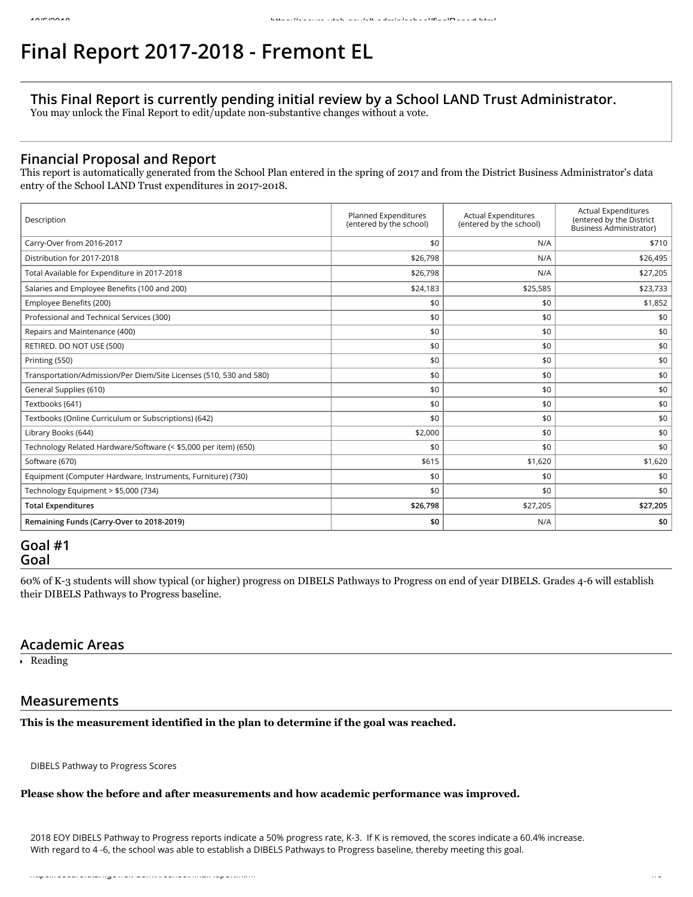# Final Report 2017-2018 - Fremont EL

## This Final Report is currently pending initial review by a School LAND Trust Administrator.

You may unlock the Final Report to edit/update non-substantive changes without a vote.

## Financial Proposal and Report

This report is automatically generated from the School Plan entered in the spring of 2017 and from the District Business Administrator's data entry of the School LAND Trust expenditures in 2017-2018.

| Description | Planned Expenditures (entered by the school) | Actual Expenditures (entered by the school) | Actual Expenditures (entered by the District Business Administrator) |
|---|---|---|---|
| Carry-Over from 2016-2017 | $0 | N/A | $710 |
| Distribution for 2017-2018 | $26,798 | N/A | $26,495 |
| Total Available for Expenditure in 2017-2018 | $26,798 | N/A | $27,205 |
| Salaries and Employee Benefits (100 and 200) | $24,183 | $25,585 | $23,733 |
| Employee Benefits (200) | $0 | $0 | $1,852 |
| Professional and Technical Services (300) | $0 | $0 | $0 |
| Repairs and Maintenance (400) | $0 | $0 | $0 |
| RETIRED. DO NOT USE (500) | $0 | $0 | $0 |
| Printing (550) | $0 | $0 | $0 |
| Transportation/Admission/Per Diem/Site Licenses (510, 530 and 580) | $0 | $0 | $0 |
| General Supplies (610) | $0 | $0 | $0 |
| Textbooks (641) | $0 | $0 | $0 |
| Textbooks (Online Curriculum or Subscriptions) (642) | $0 | $0 | $0 |
| Library Books (644) | $2,000 | $0 | $0 |
| Technology Related Hardware/Software (< $5,000 per item) (650) | $0 | $0 | $0 |
| Software (670) | $615 | $1,620 | $1,620 |
| Equipment (Computer Hardware, Instruments, Furniture) (730) | $0 | $0 | $0 |
| Technology Equipment > $5,000 (734) | $0 | $0 | $0 |
| **Total Expenditures** | **$26,798** | $27,205 | **$27,205** |
| **Remaining Funds (Carry-Over to 2018-2019)** | **$0** | N/A | **$0** |

## Goal #1
## Goal

60% of K-3 students will show typical (or higher) progress on DIBELS Pathways to Progress on end of year DIBELS. Grades 4-6 will establish their DIBELS Pathways to Progress baseline.

## Academic Areas

- Reading

## Measurements

**This is the measurement identified in the plan to determine if the goal was reached.**

DIBELS Pathway to Progress Scores

**Please show the before and after measurements and how academic performance was improved.**

2018 EOY DIBELS Pathway to Progress reports indicate a 50% progress rate, K-3. If K is removed, the scores indicate a 60.4% increase. With regard to 4 -6, the school was able to establish a DIBELS Pathways to Progress baseline, thereby meeting this goal.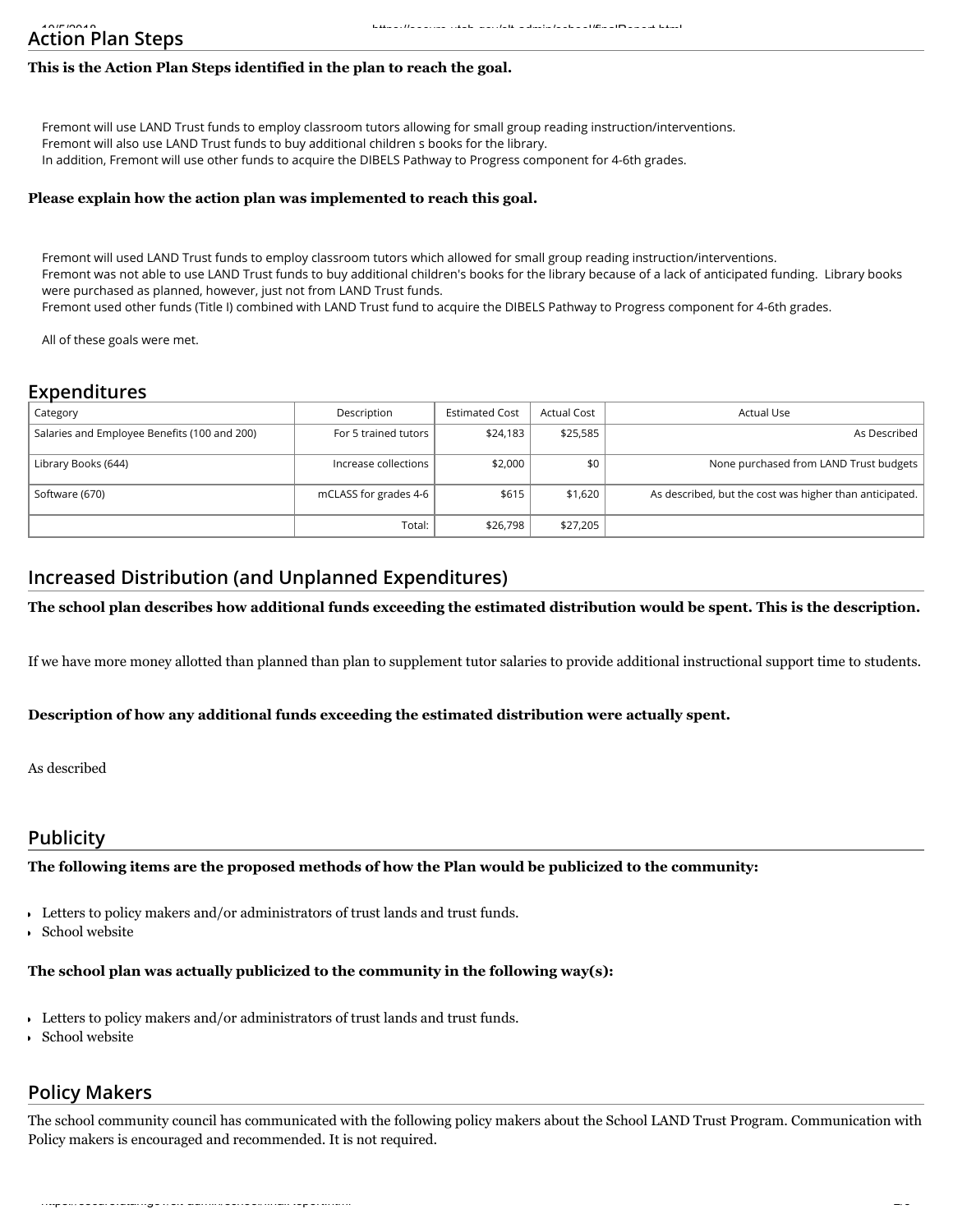## Action Plan Steps

**This is the Action Plan Steps identified in the plan to reach the goal.**

Fremont will use LAND Trust funds to employ classroom tutors allowing for small group reading instruction/interventions.
Fremont will also use LAND Trust funds to buy additional children s books for the library.
In addition, Fremont will use other funds to acquire the DIBELS Pathway to Progress component for 4-6th grades.

**Please explain how the action plan was implemented to reach this goal.**

Fremont will used LAND Trust funds to employ classroom tutors which allowed for small group reading instruction/interventions.
Fremont was not able to use LAND Trust funds to buy additional children's books for the library because of a lack of anticipated funding. Library books were purchased as planned, however, just not from LAND Trust funds.
Fremont used other funds (Title I) combined with LAND Trust fund to acquire the DIBELS Pathway to Progress component for 4-6th grades.

All of these goals were met.

## Expenditures

| Category | Description | Estimated Cost | Actual Cost | Actual Use |
|---|---|---|---|---|
| Salaries and Employee Benefits (100 and 200) | For 5 trained tutors | $24,183 | $25,585 | As Described |
| Library Books (644) | Increase collections | $2,000 | $0 | None purchased from LAND Trust budgets |
| Software (670) | mCLASS for grades 4-6 | $615 | $1,620 | As described, but the cost was higher than anticipated. |
| | Total: | $26,798 | $27,205 | |

## Increased Distribution (and Unplanned Expenditures)

**The school plan describes how additional funds exceeding the estimated distribution would be spent. This is the description.**

If we have more money allotted than planned than plan to supplement tutor salaries to provide additional instructional support time to students.

**Description of how any additional funds exceeding the estimated distribution were actually spent.**

As described

## Publicity

**The following items are the proposed methods of how the Plan would be publicized to the community:**

- Letters to policy makers and/or administrators of trust lands and trust funds.
- School website

**The school plan was actually publicized to the community in the following way(s):**

- Letters to policy makers and/or administrators of trust lands and trust funds.
- School website

## Policy Makers

The school community council has communicated with the following policy makers about the School LAND Trust Program. Communication with Policy makers is encouraged and recommended. It is not required.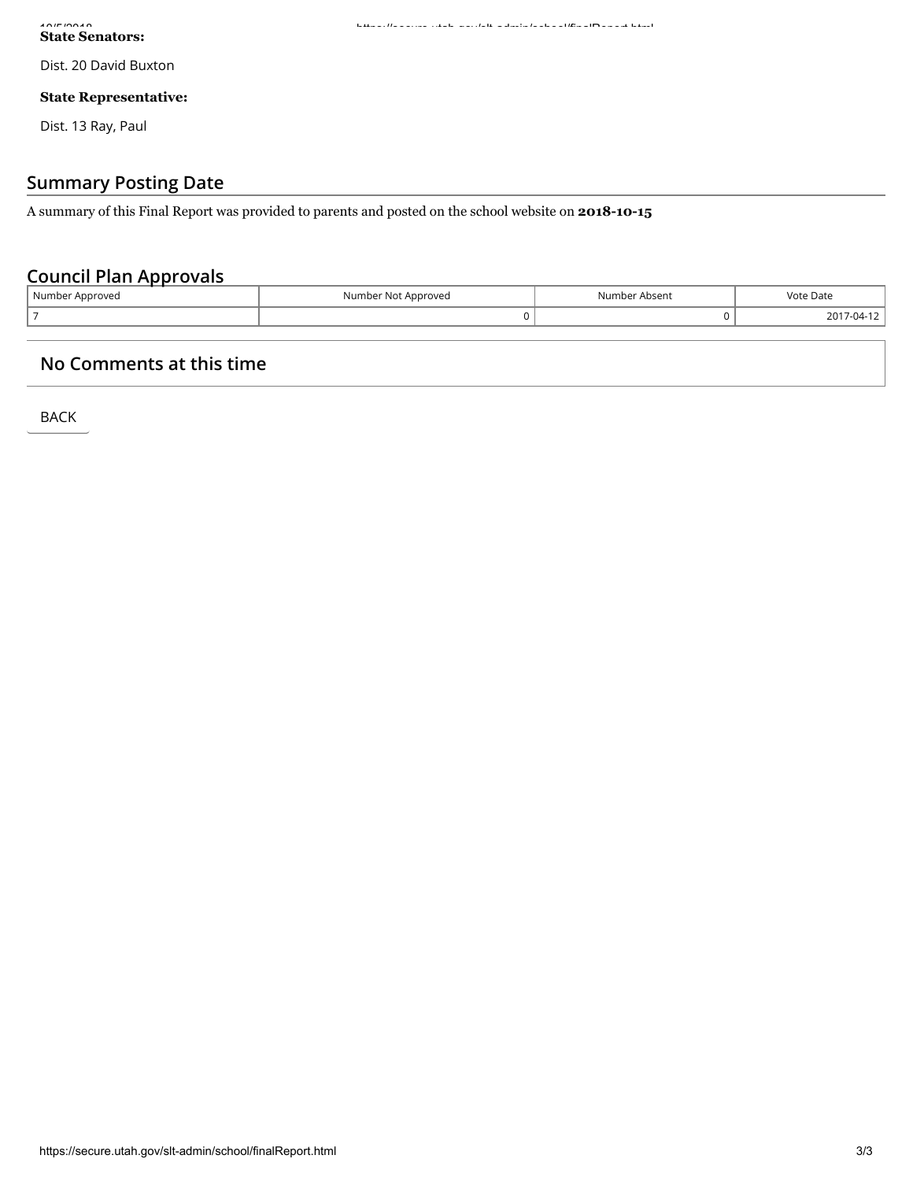**State Senators:**

Dist. 20 David Buxton

**State Representative:**

Dist. 13 Ray, Paul

## Summary Posting Date

A summary of this Final Report was provided to parents and posted on the school website on **2018-10-15**

## Council Plan Approvals

| Number Approved | Number Not Approved | Number Absent | Vote Date |
| --- | --- | --- | --- |
| 7 | 0 | 0 | 2017-04-12 |

## No Comments at this time

BACK